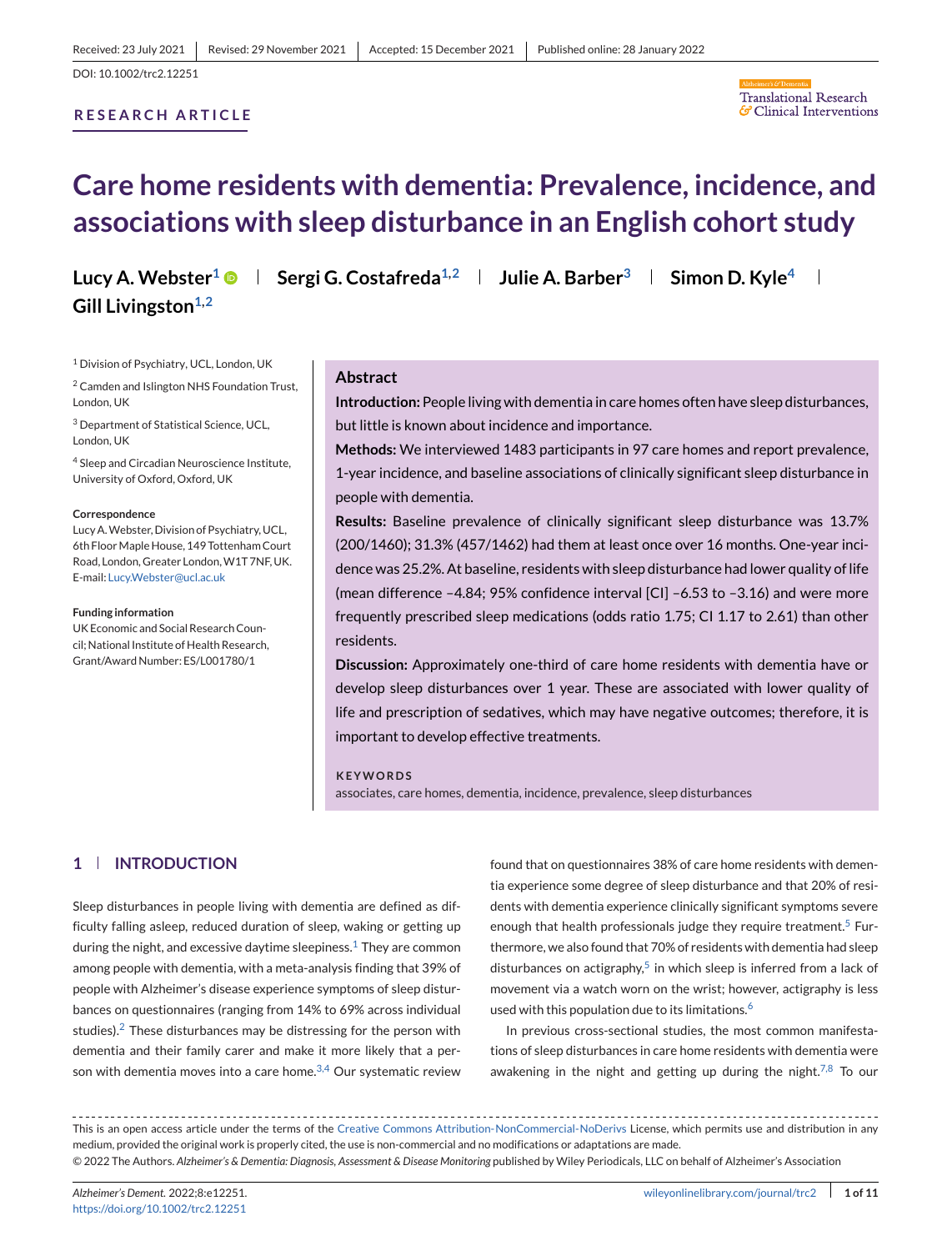Received: 23 July 2021 | Revised: 29 November 2021 | Accepted: 15 December 2021 | Published online: 28 January 2022

DOI: 10.1002/trc2.12251

**RESEARCH ARTICLE**

# Care home residents with dementia: Prevalence, incidence, and associations with sleep disturbance in an English cohort study

**Lucy A. Webster**[1] | **Sergi G. Costafreda**[1,2] | **Julie A. Barber**[3] | **Simon D. Kyle**[4] | **Gill Livingston**[1,2]

[1] Division of Psychiatry, UCL, London, UK

[2] Camden and Islington NHS Foundation Trust, London, UK

[3] Department of Statistical Science, UCL, London, UK

[4] Sleep and Circadian Neuroscience Institute, University of Oxford, Oxford, UK

**Correspondence**
Lucy A. Webster, Division of Psychiatry, UCL, 6th Floor Maple House, 149 Tottenham Court Road, London, Greater London, W1T 7NF, UK.
E-mail: Lucy.Webster@ucl.ac.uk

**Funding information**
UK Economic and Social Research Council; National Institute of Health Research, Grant/Award Number: ES/L001780/1

## Abstract

**Introduction:** People living with dementia in care homes often have sleep disturbances, but little is known about incidence and importance.

**Methods:** We interviewed 1483 participants in 97 care homes and report prevalence, 1-year incidence, and baseline associations of clinically significant sleep disturbance in people with dementia.

**Results:** Baseline prevalence of clinically significant sleep disturbance was 13.7% (200/1460); 31.3% (457/1462) had them at least once over 16 months. One-year incidence was 25.2%. At baseline, residents with sleep disturbance had lower quality of life (mean difference –4.84; 95% confidence interval [CI] –6.53 to –3.16) and were more frequently prescribed sleep medications (odds ratio 1.75; CI 1.17 to 2.61) than other residents.

**Discussion:** Approximately one-third of care home residents with dementia have or develop sleep disturbances over 1 year. These are associated with lower quality of life and prescription of sedatives, which may have negative outcomes; therefore, it is important to develop effective treatments.

**KEYWORDS**
associates, care homes, dementia, incidence, prevalence, sleep disturbances

## 1 | INTRODUCTION

Sleep disturbances in people living with dementia are defined as difficulty falling asleep, reduced duration of sleep, waking or getting up during the night, and excessive daytime sleepiness.[1] They are common among people with dementia, with a meta-analysis finding that 39% of people with Alzheimer's disease experience symptoms of sleep disturbances on questionnaires (ranging from 14% to 69% across individual studies).[2] These disturbances may be distressing for the person with dementia and their family carer and make it more likely that a person with dementia moves into a care home.[3,4] Our systematic review found that on questionnaires 38% of care home residents with dementia experience some degree of sleep disturbance and that 20% of residents with dementia experience clinically significant symptoms severe enough that health professionals judge they require treatment.[5] Furthermore, we also found that 70% of residents with dementia had sleep disturbances on actigraphy,[5] in which sleep is inferred from a lack of movement via a watch worn on the wrist; however, actigraphy is less used with this population due to its limitations.[6]

In previous cross-sectional studies, the most common manifestations of sleep disturbances in care home residents with dementia were awakening in the night and getting up during the night.[7,8] To our

This is an open access article under the terms of the Creative Commons Attribution-NonCommercial-NoDerivs License, which permits use and distribution in any medium, provided the original work is properly cited, the use is non-commercial and no modifications or adaptations are made.
© 2022 The Authors. *Alzheimer's & Dementia: Diagnosis, Assessment & Disease Monitoring* published by Wiley Periodicals, LLC on behalf of Alzheimer's Association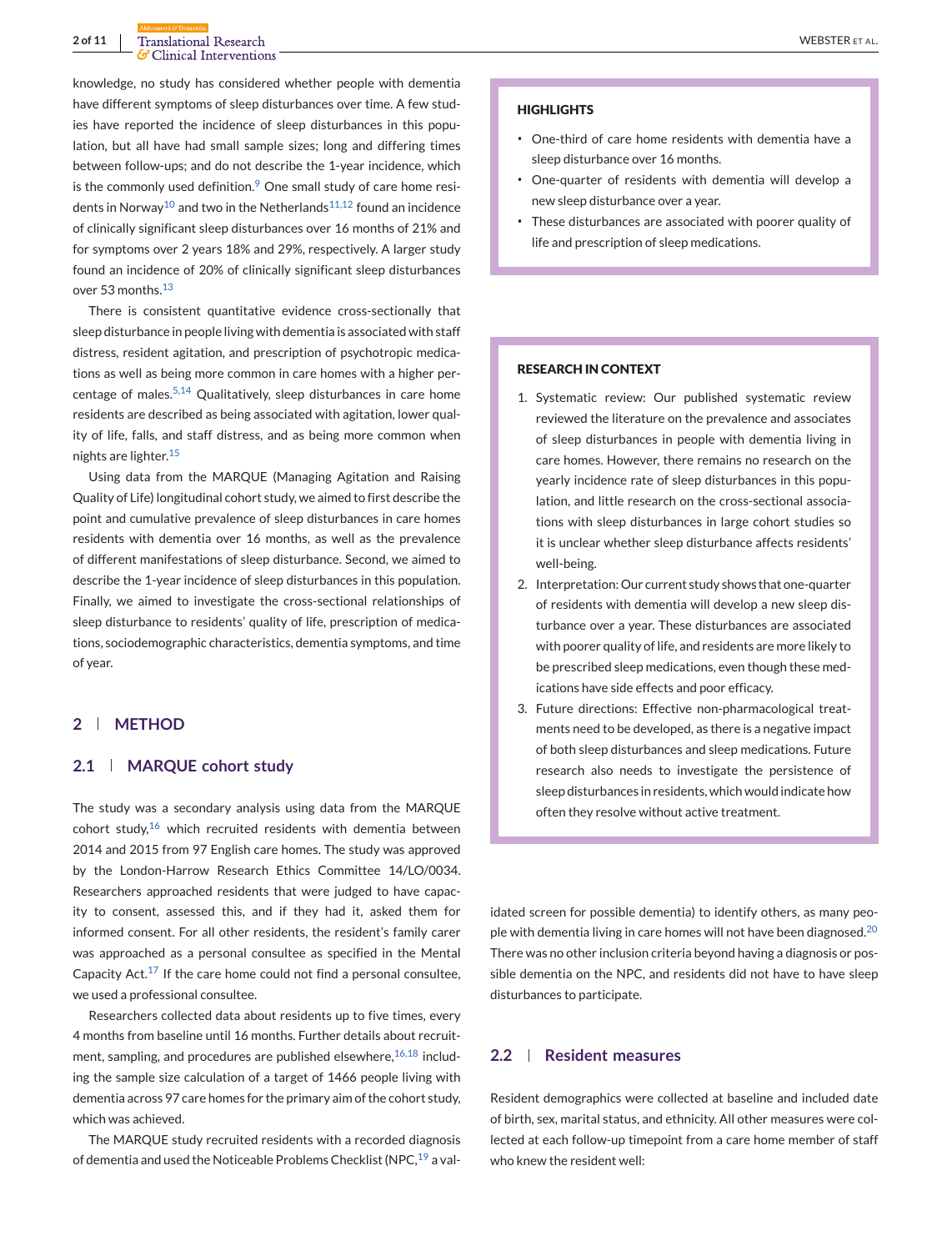knowledge, no study has considered whether people with dementia have different symptoms of sleep disturbances over time. A few studies have reported the incidence of sleep disturbances in this population, but all have had small sample sizes; long and differing times between follow-ups; and do not describe the 1-year incidence, which is the commonly used definition.[9] One small study of care home residents in Norway[10] and two in the Netherlands[11,12] found an incidence of clinically significant sleep disturbances over 16 months of 21% and for symptoms over 2 years 18% and 29%, respectively. A larger study found an incidence of 20% of clinically significant sleep disturbances over 53 months.[13]

There is consistent quantitative evidence cross-sectionally that sleep disturbance in people living with dementia is associated with staff distress, resident agitation, and prescription of psychotropic medications as well as being more common in care homes with a higher percentage of males.[5,14] Qualitatively, sleep disturbances in care home residents are described as being associated with agitation, lower quality of life, falls, and staff distress, and as being more common when nights are lighter.[15]

Using data from the MARQUE (Managing Agitation and Raising Quality of Life) longitudinal cohort study, we aimed to first describe the point and cumulative prevalence of sleep disturbances in care homes residents with dementia over 16 months, as well as the prevalence of different manifestations of sleep disturbance. Second, we aimed to describe the 1-year incidence of sleep disturbances in this population. Finally, we aimed to investigate the cross-sectional relationships of sleep disturbance to residents' quality of life, prescription of medications, sociodemographic characteristics, dementia symptoms, and time of year.

**HIGHLIGHTS**

- One-third of care home residents with dementia have a sleep disturbance over 16 months.
- One-quarter of residents with dementia will develop a new sleep disturbance over a year.
- These disturbances are associated with poorer quality of life and prescription of sleep medications.

**RESEARCH IN CONTEXT**

1. Systematic review: Our published systematic review reviewed the literature on the prevalence and associates of sleep disturbances in people with dementia living in care homes. However, there remains no research on the yearly incidence rate of sleep disturbances in this population, and little research on the cross-sectional associations with sleep disturbances in large cohort studies so it is unclear whether sleep disturbance affects residents' well-being.
2. Interpretation: Our current study shows that one-quarter of residents with dementia will develop a new sleep disturbance over a year. These disturbances are associated with poorer quality of life, and residents are more likely to be prescribed sleep medications, even though these medications have side effects and poor efficacy.
3. Future directions: Effective non-pharmacological treatments need to be developed, as there is a negative impact of both sleep disturbances and sleep medications. Future research also needs to investigate the persistence of sleep disturbances in residents, which would indicate how often they resolve without active treatment.

## 2 | METHOD

### 2.1 | MARQUE cohort study

The study was a secondary analysis using data from the MARQUE cohort study,[16] which recruited residents with dementia between 2014 and 2015 from 97 English care homes. The study was approved by the London-Harrow Research Ethics Committee 14/LO/0034. Researchers approached residents that were judged to have capacity to consent, assessed this, and if they had it, asked them for informed consent. For all other residents, the resident's family carer was approached as a personal consultee as specified in the Mental Capacity Act.[17] If the care home could not find a personal consultee, we used a professional consultee.

Researchers collected data about residents up to five times, every 4 months from baseline until 16 months. Further details about recruitment, sampling, and procedures are published elsewhere,[16,18] including the sample size calculation of a target of 1466 people living with dementia across 97 care homes for the primary aim of the cohort study, which was achieved.

The MARQUE study recruited residents with a recorded diagnosis of dementia and used the Noticeable Problems Checklist (NPC,[19] a validated screen for possible dementia) to identify others, as many people with dementia living in care homes will not have been diagnosed.[20] There was no other inclusion criteria beyond having a diagnosis or possible dementia on the NPC, and residents did not have to have sleep disturbances to participate.

### 2.2 | Resident measures

Resident demographics were collected at baseline and included date of birth, sex, marital status, and ethnicity. All other measures were collected at each follow-up timepoint from a care home member of staff who knew the resident well: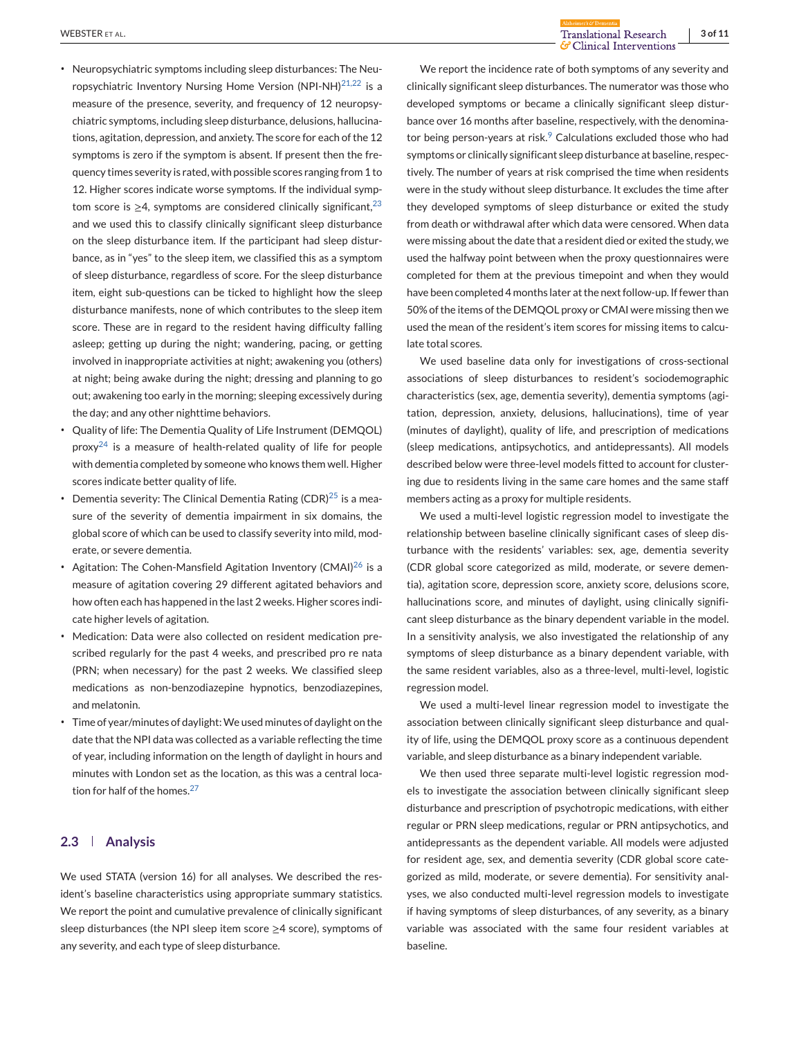- Neuropsychiatric symptoms including sleep disturbances: The Neuropsychiatric Inventory Nursing Home Version (NPI-NH)[21,22] is a measure of the presence, severity, and frequency of 12 neuropsychiatric symptoms, including sleep disturbance, delusions, hallucinations, agitation, depression, and anxiety. The score for each of the 12 symptoms is zero if the symptom is absent. If present then the frequency times severity is rated, with possible scores ranging from 1 to 12. Higher scores indicate worse symptoms. If the individual symptom score is ≥4, symptoms are considered clinically significant,[23] and we used this to classify clinically significant sleep disturbance on the sleep disturbance item. If the participant had sleep disturbance, as in "yes" to the sleep item, we classified this as a symptom of sleep disturbance, regardless of score. For the sleep disturbance item, eight sub-questions can be ticked to highlight how the sleep disturbance manifests, none of which contributes to the sleep item score. These are in regard to the resident having difficulty falling asleep; getting up during the night; wandering, pacing, or getting involved in inappropriate activities at night; awakening you (others) at night; being awake during the night; dressing and planning to go out; awakening too early in the morning; sleeping excessively during the day; and any other nighttime behaviors.
- Quality of life: The Dementia Quality of Life Instrument (DEMQOL) proxy[24] is a measure of health-related quality of life for people with dementia completed by someone who knows them well. Higher scores indicate better quality of life.
- Dementia severity: The Clinical Dementia Rating (CDR)[25] is a measure of the severity of dementia impairment in six domains, the global score of which can be used to classify severity into mild, moderate, or severe dementia.
- Agitation: The Cohen-Mansfield Agitation Inventory (CMAI)[26] is a measure of agitation covering 29 different agitated behaviors and how often each has happened in the last 2 weeks. Higher scores indicate higher levels of agitation.
- Medication: Data were also collected on resident medication prescribed regularly for the past 4 weeks, and prescribed pro re nata (PRN; when necessary) for the past 2 weeks. We classified sleep medications as non-benzodiazepine hypnotics, benzodiazepines, and melatonin.
- Time of year/minutes of daylight: We used minutes of daylight on the date that the NPI data was collected as a variable reflecting the time of year, including information on the length of daylight in hours and minutes with London set as the location, as this was a central location for half of the homes.[27]

## 2.3 | Analysis

We used STATA (version 16) for all analyses. We described the resident's baseline characteristics using appropriate summary statistics. We report the point and cumulative prevalence of clinically significant sleep disturbances (the NPI sleep item score ≥4 score), symptoms of any severity, and each type of sleep disturbance.

We report the incidence rate of both symptoms of any severity and clinically significant sleep disturbances. The numerator was those who developed symptoms or became a clinically significant sleep disturbance over 16 months after baseline, respectively, with the denominator being person-years at risk.[9] Calculations excluded those who had symptoms or clinically significant sleep disturbance at baseline, respectively. The number of years at risk comprised the time when residents were in the study without sleep disturbance. It excludes the time after they developed symptoms of sleep disturbance or exited the study from death or withdrawal after which data were censored. When data were missing about the date that a resident died or exited the study, we used the halfway point between when the proxy questionnaires were completed for them at the previous timepoint and when they would have been completed 4 months later at the next follow-up. If fewer than 50% of the items of the DEMQOL proxy or CMAI were missing then we used the mean of the resident's item scores for missing items to calculate total scores.

We used baseline data only for investigations of cross-sectional associations of sleep disturbances to resident's sociodemographic characteristics (sex, age, dementia severity), dementia symptoms (agitation, depression, anxiety, delusions, hallucinations), time of year (minutes of daylight), quality of life, and prescription of medications (sleep medications, antipsychotics, and antidepressants). All models described below were three-level models fitted to account for clustering due to residents living in the same care homes and the same staff members acting as a proxy for multiple residents.

We used a multi-level logistic regression model to investigate the relationship between baseline clinically significant cases of sleep disturbance with the residents' variables: sex, age, dementia severity (CDR global score categorized as mild, moderate, or severe dementia), agitation score, depression score, anxiety score, delusions score, hallucinations score, and minutes of daylight, using clinically significant sleep disturbance as the binary dependent variable in the model. In a sensitivity analysis, we also investigated the relationship of any symptoms of sleep disturbance as a binary dependent variable, with the same resident variables, also as a three-level, multi-level, logistic regression model.

We used a multi-level linear regression model to investigate the association between clinically significant sleep disturbance and quality of life, using the DEMQOL proxy score as a continuous dependent variable, and sleep disturbance as a binary independent variable.

We then used three separate multi-level logistic regression models to investigate the association between clinically significant sleep disturbance and prescription of psychotropic medications, with either regular or PRN sleep medications, regular or PRN antipsychotics, and antidepressants as the dependent variable. All models were adjusted for resident age, sex, and dementia severity (CDR global score categorized as mild, moderate, or severe dementia). For sensitivity analyses, we also conducted multi-level regression models to investigate if having symptoms of sleep disturbances, of any severity, as a binary variable was associated with the same four resident variables at baseline.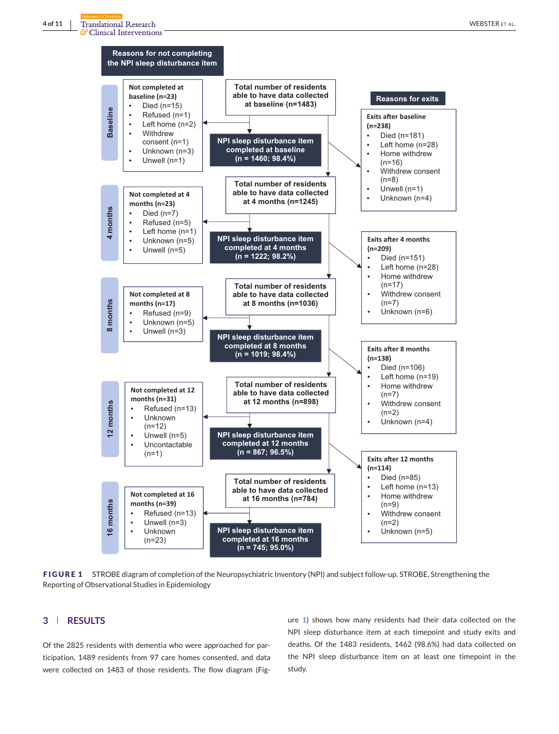Reasons for not completing the NPI sleep disturbance item

Reasons for exits

**Baseline**

Not completed at baseline (n=23)
- Died (n=15)
- Refused (n=1)
- Left home (n=2)
- Withdrew consent (n=1)
- Unknown (n=3)
- Unwell (n=1)

Total number of residents able to have data collected at baseline (n=1483)

NPI sleep disturbance item completed at baseline (n = 1460; 98.4%)

Exits after baseline (n=238)
- Died (n=181)
- Left home (n=28)
- Home withdrew (n=16)
- Withdrew consent (n=8)
- Unwell (n=1)
- Unknown (n=4)

**4 months**

Not completed at 4 months (n=23)
- Died (n=7)
- Refused (n=5)
- Left home (n=1)
- Unknown (n=5)
- Unwell (n=5)

Total number of residents able to have data collected at 4 months (n=1245)

NPI sleep disturbance item completed at 4 months (n = 1222; 98.2%)

Exits after 4 months (n=209)
- Died (n=151)
- Left home (n=28)
- Home withdrew (n=17)
- Withdrew consent (n=7)
- Unknown (n=6)

**8 months**

Not completed at 8 months (n=17)
- Refused (n=9)
- Unknown (n=5)
- Unwell (n=3)

Total number of residents able to have data collected at 8 months (n=1036)

NPI sleep disturbance item completed at 8 months (n = 1019; 98.4%)

Exits after 8 months (n=138)
- Died (n=106)
- Left home (n=19)
- Home withdrew (n=7)
- Withdrew consent (n=2)
- Unknown (n=4)

**12 months**

Not completed at 12 months (n=31)
- Refused (n=13)
- Unknown (n=12)
- Unwell (n=5)
- Uncontactable (n=1)

Total number of residents able to have data collected at 12 months (n=898)

NPI sleep disturbance item completed at 12 months (n = 867; 96.5%)

Exits after 12 months (n=114)
- Died (n=85)
- Left home (n=13)
- Home withdrew (n=9)
- Withdrew consent (n=2)
- Unknown (n=5)

**16 months**

Not completed at 16 months (n=39)
- Refused (n=13)
- Unwell (n=3)
- Unknown (n=23)

Total number of residents able to have data collected at 16 months (n=784)

NPI sleep disturbance item completed at 16 months (n = 745; 95.0%)

**FIGURE 1** STROBE diagram of completion of the Neuropsychiatric Inventory (NPI) and subject follow-up. STROBE, Strengthening the Reporting of Observational Studies in Epidemiology

## 3 | RESULTS

Of the 2825 residents with dementia who were approached for participation, 1489 residents from 97 care homes consented, and data were collected on 1483 of those residents. The flow diagram (Figure 1) shows how many residents had their data collected on the NPI sleep disturbance item at each timepoint and study exits and deaths. Of the 1483 residents, 1462 (98.6%) had data collected on the NPI sleep disturbance item on at least one timepoint in the study.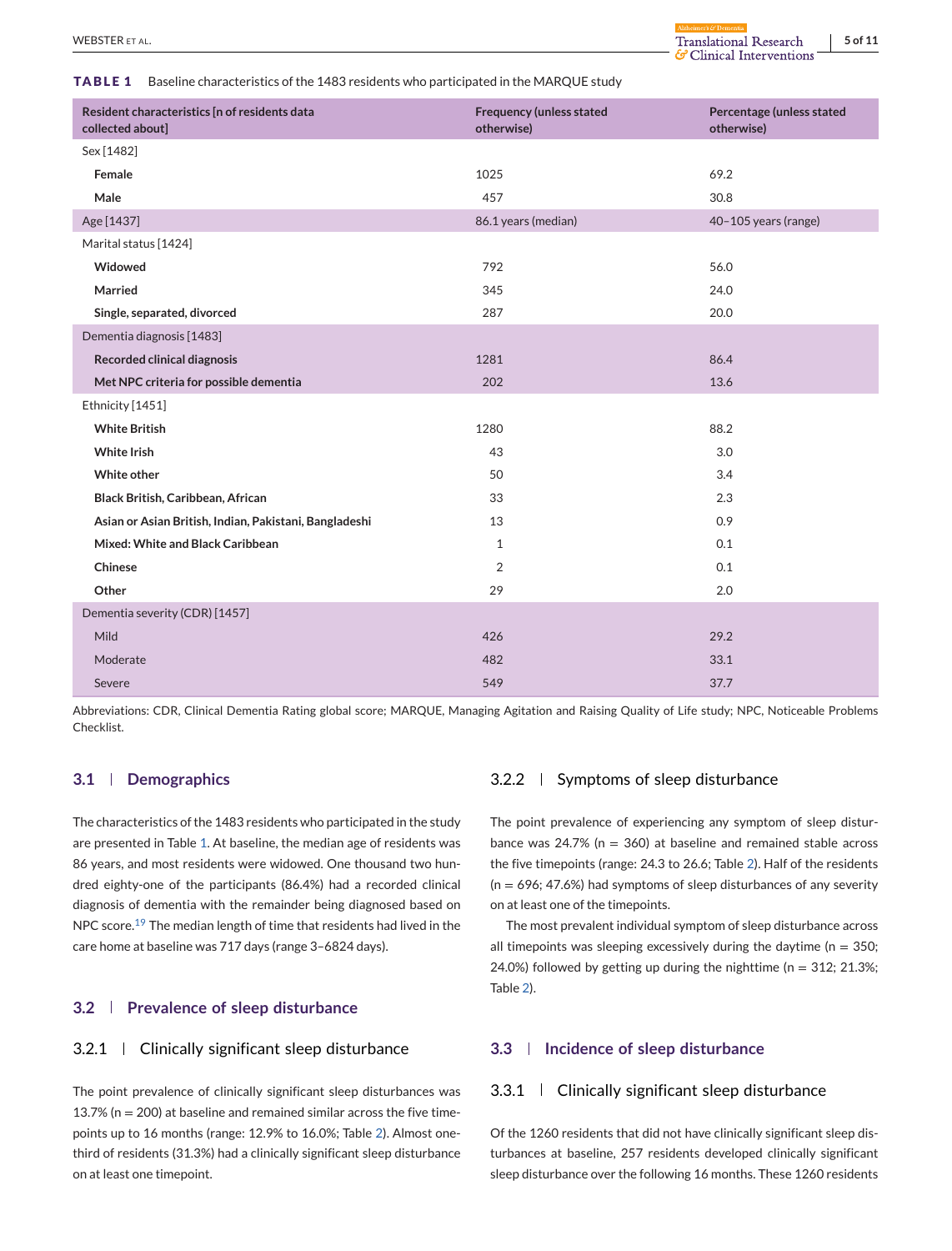**TABLE 1** Baseline characteristics of the 1483 residents who participated in the MARQUE study

| Resident characteristics [n of residents data collected about] | Frequency (unless stated otherwise) | Percentage (unless stated otherwise) |
|---|---|---|
| Sex [1482] | | |
| **Female** | 1025 | 69.2 |
| **Male** | 457 | 30.8 |
| Age [1437] | 86.1 years (median) | 40–105 years (range) |
| Marital status [1424] | | |
| **Widowed** | 792 | 56.0 |
| **Married** | 345 | 24.0 |
| **Single, separated, divorced** | 287 | 20.0 |
| Dementia diagnosis [1483] | | |
| **Recorded clinical diagnosis** | 1281 | 86.4 |
| **Met NPC criteria for possible dementia** | 202 | 13.6 |
| Ethnicity [1451] | | |
| **White British** | 1280 | 88.2 |
| **White Irish** | 43 | 3.0 |
| **White other** | 50 | 3.4 |
| **Black British, Caribbean, African** | 33 | 2.3 |
| **Asian or Asian British, Indian, Pakistani, Bangladeshi** | 13 | 0.9 |
| **Mixed: White and Black Caribbean** | 1 | 0.1 |
| **Chinese** | 2 | 0.1 |
| **Other** | 29 | 2.0 |
| Dementia severity (CDR) [1457] | | |
| Mild | 426 | 29.2 |
| Moderate | 482 | 33.1 |
| Severe | 549 | 37.7 |

Abbreviations: CDR, Clinical Dementia Rating global score; MARQUE, Managing Agitation and Raising Quality of Life study; NPC, Noticeable Problems Checklist.

### 3.1 | Demographics

The characteristics of the 1483 residents who participated in the study are presented in Table 1. At baseline, the median age of residents was 86 years, and most residents were widowed. One thousand two hundred eighty-one of the participants (86.4%) had a recorded clinical diagnosis of dementia with the remainder being diagnosed based on NPC score.[19] The median length of time that residents had lived in the care home at baseline was 717 days (range 3–6824 days).

### 3.2 | Prevalence of sleep disturbance

#### 3.2.1 | Clinically significant sleep disturbance

The point prevalence of clinically significant sleep disturbances was 13.7% (n = 200) at baseline and remained similar across the five timepoints up to 16 months (range: 12.9% to 16.0%; Table 2). Almost one-third of residents (31.3%) had a clinically significant sleep disturbance on at least one timepoint.

#### 3.2.2 | Symptoms of sleep disturbance

The point prevalence of experiencing any symptom of sleep disturbance was 24.7% (n = 360) at baseline and remained stable across the five timepoints (range: 24.3 to 26.6; Table 2). Half of the residents (n = 696; 47.6%) had symptoms of sleep disturbances of any severity on at least one of the timepoints.

The most prevalent individual symptom of sleep disturbance across all timepoints was sleeping excessively during the daytime (n = 350; 24.0%) followed by getting up during the nighttime (n = 312; 21.3%; Table 2).

### 3.3 | Incidence of sleep disturbance

#### 3.3.1 | Clinically significant sleep disturbance

Of the 1260 residents that did not have clinically significant sleep disturbances at baseline, 257 residents developed clinically significant sleep disturbance over the following 16 months. These 1260 residents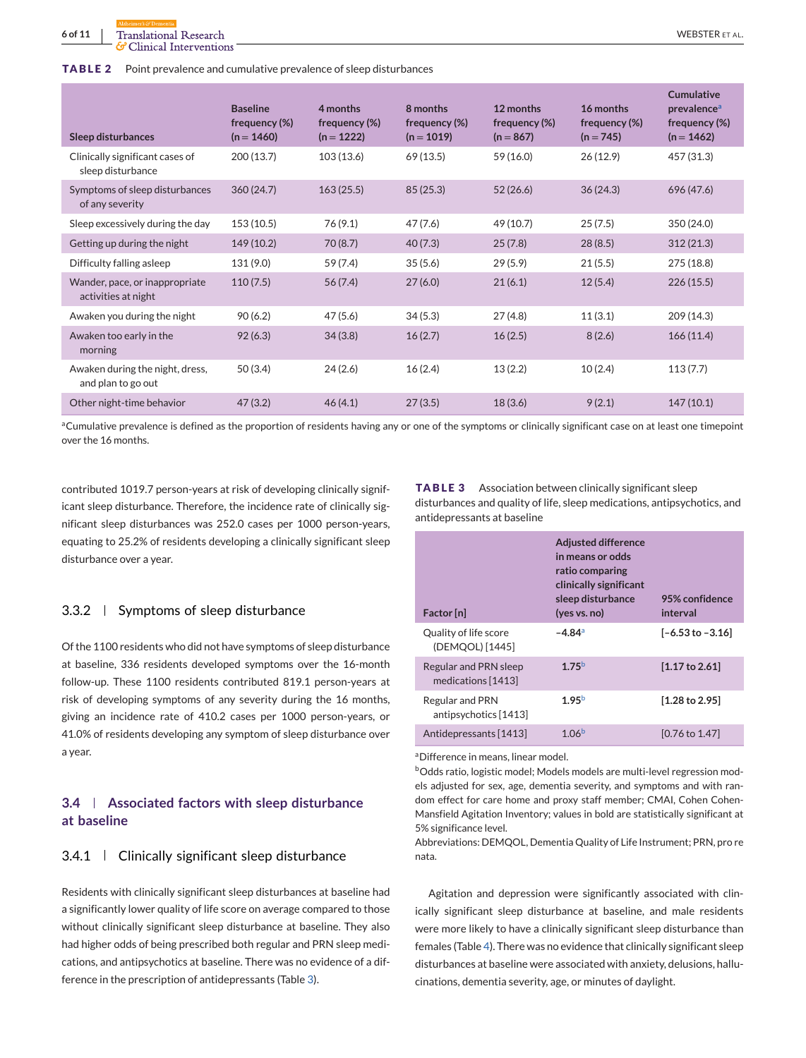**TABLE 2** Point prevalence and cumulative prevalence of sleep disturbances

| Sleep disturbances | Baseline frequency (%) (n = 1460) | 4 months frequency (%) (n = 1222) | 8 months frequency (%) (n = 1019) | 12 months frequency (%) (n = 867) | 16 months frequency (%) (n = 745) | Cumulative prevalence[a] frequency (%) (n = 1462) |
|---|---|---|---|---|---|---|
| Clinically significant cases of sleep disturbance | 200 (13.7) | 103 (13.6) | 69 (13.5) | 59 (16.0) | 26 (12.9) | 457 (31.3) |
| Symptoms of sleep disturbances of any severity | 360 (24.7) | 163 (25.5) | 85 (25.3) | 52 (26.6) | 36 (24.3) | 696 (47.6) |
| Sleep excessively during the day | 153 (10.5) | 76 (9.1) | 47 (7.6) | 49 (10.7) | 25 (7.5) | 350 (24.0) |
| Getting up during the night | 149 (10.2) | 70 (8.7) | 40 (7.3) | 25 (7.8) | 28 (8.5) | 312 (21.3) |
| Difficulty falling asleep | 131 (9.0) | 59 (7.4) | 35 (5.6) | 29 (5.9) | 21 (5.5) | 275 (18.8) |
| Wander, pace, or inappropriate activities at night | 110 (7.5) | 56 (7.4) | 27 (6.0) | 21 (6.1) | 12 (5.4) | 226 (15.5) |
| Awaken you during the night | 90 (6.2) | 47 (5.6) | 34 (5.3) | 27 (4.8) | 11 (3.1) | 209 (14.3) |
| Awaken too early in the morning | 92 (6.3) | 34 (3.8) | 16 (2.7) | 16 (2.5) | 8 (2.6) | 166 (11.4) |
| Awaken during the night, dress, and plan to go out | 50 (3.4) | 24 (2.6) | 16 (2.4) | 13 (2.2) | 10 (2.4) | 113 (7.7) |
| Other night-time behavior | 47 (3.2) | 46 (4.1) | 27 (3.5) | 18 (3.6) | 9 (2.1) | 147 (10.1) |

[a]Cumulative prevalence is defined as the proportion of residents having any or one of the symptoms or clinically significant case on at least one timepoint over the 16 months.

contributed 1019.7 person-years at risk of developing clinically significant sleep disturbance. Therefore, the incidence rate of clinically significant sleep disturbances was 252.0 cases per 1000 person-years, equating to 25.2% of residents developing a clinically significant sleep disturbance over a year.

### 3.3.2 | Symptoms of sleep disturbance

Of the 1100 residents who did not have symptoms of sleep disturbance at baseline, 336 residents developed symptoms over the 16-month follow-up. These 1100 residents contributed 819.1 person-years at risk of developing symptoms of any severity during the 16 months, giving an incidence rate of 410.2 cases per 1000 person-years, or 41.0% of residents developing any symptom of sleep disturbance over a year.

## 3.4 | Associated factors with sleep disturbance at baseline

### 3.4.1 | Clinically significant sleep disturbance

Residents with clinically significant sleep disturbances at baseline had a significantly lower quality of life score on average compared to those without clinically significant sleep disturbance at baseline. They also had higher odds of being prescribed both regular and PRN sleep medications, and antipsychotics at baseline. There was no evidence of a difference in the prescription of antidepressants (Table 3).

**TABLE 3** Association between clinically significant sleep disturbances and quality of life, sleep medications, antipsychotics, and antidepressants at baseline

| Factor [n] | Adjusted difference in means or odds ratio comparing clinically significant sleep disturbance (yes vs. no) | 95% confidence interval |
|---|---|---|
| Quality of life score (DEMQOL) [1445] | **−4.84**[a] | **[−6.53 to −3.16]** |
| Regular and PRN sleep medications [1413] | **1.75**[b] | **[1.17 to 2.61]** |
| Regular and PRN antipsychotics [1413] | **1.95**[b] | **[1.28 to 2.95]** |
| Antidepressants [1413] | 1.06[b] | [0.76 to 1.47] |

[a]Difference in means, linear model.
[b]Odds ratio, logistic model; Models models are multi-level regression models adjusted for sex, age, dementia severity, and symptoms and with random effect for care home and proxy staff member; CMAI, Cohen Cohen-Mansfield Agitation Inventory; values in bold are statistically significant at 5% significance level.
Abbreviations: DEMQOL, Dementia Quality of Life Instrument; PRN, pro re nata.

Agitation and depression were significantly associated with clinically significant sleep disturbance at baseline, and male residents were more likely to have a clinically significant sleep disturbance than females (Table 4). There was no evidence that clinically significant sleep disturbances at baseline were associated with anxiety, delusions, hallucinations, dementia severity, age, or minutes of daylight.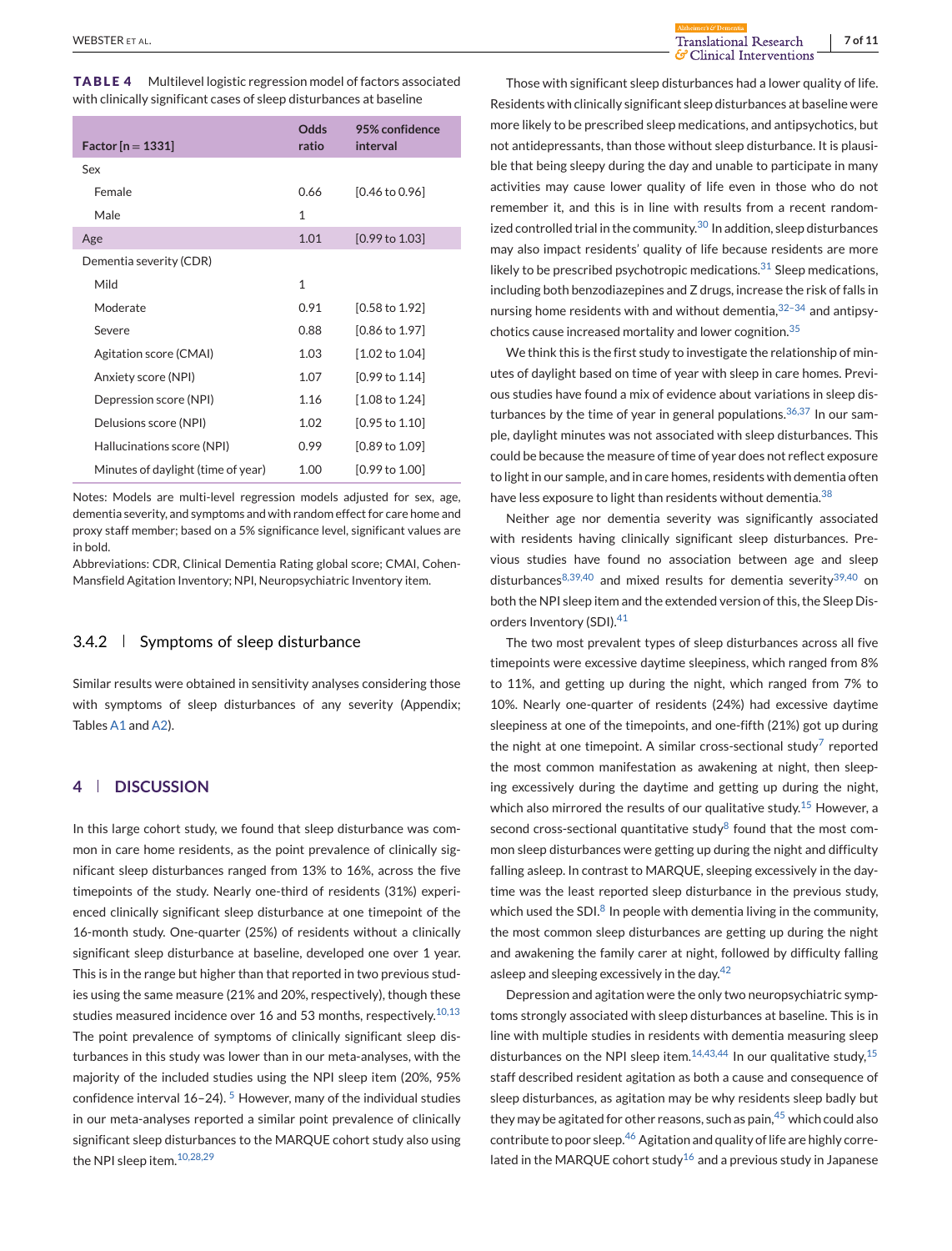**TABLE 4** Multilevel logistic regression model of factors associated with clinically significant cases of sleep disturbances at baseline

| Factor [n = 1331] | Odds ratio | 95% confidence interval |
|---|---|---|
| Sex | | |
| Female | 0.66 | [0.46 to 0.96] |
| Male | 1 | |
| Age | 1.01 | [0.99 to 1.03] |
| Dementia severity (CDR) | | |
| Mild | 1 | |
| Moderate | 0.91 | [0.58 to 1.92] |
| Severe | 0.88 | [0.86 to 1.97] |
| Agitation score (CMAI) | 1.03 | [1.02 to 1.04] |
| Anxiety score (NPI) | 1.07 | [0.99 to 1.14] |
| Depression score (NPI) | 1.16 | [1.08 to 1.24] |
| Delusions score (NPI) | 1.02 | [0.95 to 1.10] |
| Hallucinations score (NPI) | 0.99 | [0.89 to 1.09] |
| Minutes of daylight (time of year) | 1.00 | [0.99 to 1.00] |

Notes: Models are multi-level regression models adjusted for sex, age, dementia severity, and symptoms and with random effect for care home and proxy staff member; based on a 5% significance level, significant values are in bold.

Abbreviations: CDR, Clinical Dementia Rating global score; CMAI, Cohen-Mansfield Agitation Inventory; NPI, Neuropsychiatric Inventory item.

### 3.4.2 | Symptoms of sleep disturbance

Similar results were obtained in sensitivity analyses considering those with symptoms of sleep disturbances of any severity (Appendix; Tables A1 and A2).

## 4 | DISCUSSION

In this large cohort study, we found that sleep disturbance was common in care home residents, as the point prevalence of clinically significant sleep disturbances ranged from 13% to 16%, across the five timepoints of the study. Nearly one-third of residents (31%) experienced clinically significant sleep disturbance at one timepoint of the 16-month study. One-quarter (25%) of residents without a clinically significant sleep disturbance at baseline, developed one over 1 year. This is in the range but higher than that reported in two previous studies using the same measure (21% and 20%, respectively), though these studies measured incidence over 16 and 53 months, respectively.[10,13] The point prevalence of symptoms of clinically significant sleep disturbances in this study was lower than in our meta-analyses, with the majority of the included studies using the NPI sleep item (20%, 95% confidence interval 16–24).[5] However, many of the individual studies in our meta-analyses reported a similar point prevalence of clinically significant sleep disturbances to the MARQUE cohort study also using the NPI sleep item.[10,28,29]

Those with significant sleep disturbances had a lower quality of life. Residents with clinically significant sleep disturbances at baseline were more likely to be prescribed sleep medications, and antipsychotics, but not antidepressants, than those without sleep disturbance. It is plausible that being sleepy during the day and unable to participate in many activities may cause lower quality of life even in those who do not remember it, and this is in line with results from a recent randomized controlled trial in the community.[30] In addition, sleep disturbances may also impact residents' quality of life because residents are more likely to be prescribed psychotropic medications.[31] Sleep medications, including both benzodiazepines and Z drugs, increase the risk of falls in nursing home residents with and without dementia,[32–34] and antipsychotics cause increased mortality and lower cognition.[35]

We think this is the first study to investigate the relationship of minutes of daylight based on time of year with sleep in care homes. Previous studies have found a mix of evidence about variations in sleep disturbances by the time of year in general populations.[36,37] In our sample, daylight minutes was not associated with sleep disturbances. This could be because the measure of time of year does not reflect exposure to light in our sample, and in care homes, residents with dementia often have less exposure to light than residents without dementia.[38]

Neither age nor dementia severity was significantly associated with residents having clinically significant sleep disturbances. Previous studies have found no association between age and sleep disturbances[8,39,40] and mixed results for dementia severity[39,40] on both the NPI sleep item and the extended version of this, the Sleep Disorders Inventory (SDI).[41]

The two most prevalent types of sleep disturbances across all five timepoints were excessive daytime sleepiness, which ranged from 8% to 11%, and getting up during the night, which ranged from 7% to 10%. Nearly one-quarter of residents (24%) had excessive daytime sleepiness at one of the timepoints, and one-fifth (21%) got up during the night at one timepoint. A similar cross-sectional study[7] reported the most common manifestation as awakening at night, then sleeping excessively during the daytime and getting up during the night, which also mirrored the results of our qualitative study.[15] However, a second cross-sectional quantitative study[8] found that the most common sleep disturbances were getting up during the night and difficulty falling asleep. In contrast to MARQUE, sleeping excessively in the daytime was the least reported sleep disturbance in the previous study, which used the SDI.[8] In people with dementia living in the community, the most common sleep disturbances are getting up during the night and awakening the family carer at night, followed by difficulty falling asleep and sleeping excessively in the day.[42]

Depression and agitation were the only two neuropsychiatric symptoms strongly associated with sleep disturbances at baseline. This is in line with multiple studies in residents with dementia measuring sleep disturbances on the NPI sleep item.[14,43,44] In our qualitative study,[15] staff described resident agitation as both a cause and consequence of sleep disturbances, as agitation may be why residents sleep badly but they may be agitated for other reasons, such as pain,[45] which could also contribute to poor sleep.[46] Agitation and quality of life are highly correlated in the MARQUE cohort study[16] and a previous study in Japanese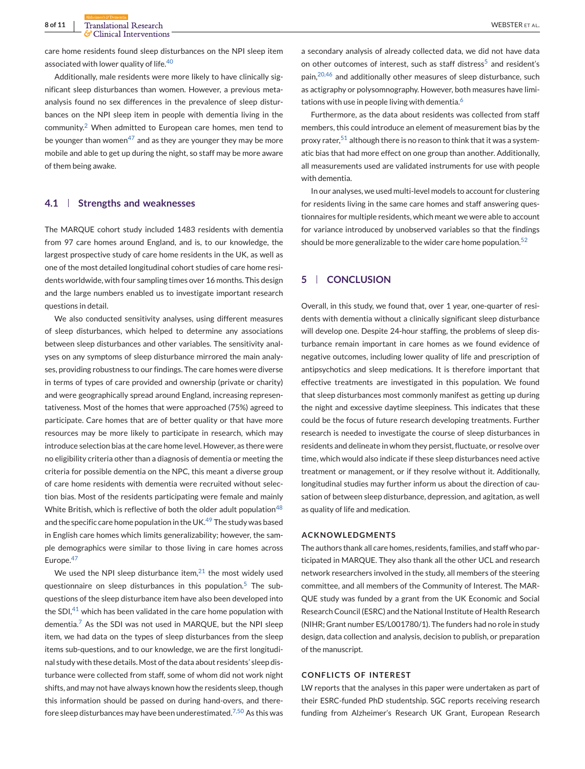care home residents found sleep disturbances on the NPI sleep item associated with lower quality of life.[40]

Additionally, male residents were more likely to have clinically significant sleep disturbances than women. However, a previous meta-analysis found no sex differences in the prevalence of sleep disturbances on the NPI sleep item in people with dementia living in the community.[2] When admitted to European care homes, men tend to be younger than women[47] and as they are younger they may be more mobile and able to get up during the night, so staff may be more aware of them being awake.

### 4.1 | Strengths and weaknesses

The MARQUE cohort study included 1483 residents with dementia from 97 care homes around England, and is, to our knowledge, the largest prospective study of care home residents in the UK, as well as one of the most detailed longitudinal cohort studies of care home residents worldwide, with four sampling times over 16 months. This design and the large numbers enabled us to investigate important research questions in detail.

We also conducted sensitivity analyses, using different measures of sleep disturbances, which helped to determine any associations between sleep disturbances and other variables. The sensitivity analyses on any symptoms of sleep disturbance mirrored the main analyses, providing robustness to our findings. The care homes were diverse in terms of types of care provided and ownership (private or charity) and were geographically spread around England, increasing representativeness. Most of the homes that were approached (75%) agreed to participate. Care homes that are of better quality or that have more resources may be more likely to participate in research, which may introduce selection bias at the care home level. However, as there were no eligibility criteria other than a diagnosis of dementia or meeting the criteria for possible dementia on the NPC, this meant a diverse group of care home residents with dementia were recruited without selection bias. Most of the residents participating were female and mainly White British, which is reflective of both the older adult population[48] and the specific care home population in the UK.[49] The study was based in English care homes which limits generalizability; however, the sample demographics were similar to those living in care homes across Europe.[47]

We used the NPI sleep disturbance item,[21] the most widely used questionnaire on sleep disturbances in this population.[5] The sub-questions of the sleep disturbance item have also been developed into the SDI,[41] which has been validated in the care home population with dementia.[7] As the SDI was not used in MARQUE, but the NPI sleep item, we had data on the types of sleep disturbances from the sleep items sub-questions, and to our knowledge, we are the first longitudinal study with these details. Most of the data about residents' sleep disturbance were collected from staff, some of whom did not work night shifts, and may not have always known how the residents sleep, though this information should be passed on during hand-overs, and therefore sleep disturbances may have been underestimated.[7,50] As this was a secondary analysis of already collected data, we did not have data on other outcomes of interest, such as staff distress[5] and resident's pain,[20,46] and additionally other measures of sleep disturbance, such as actigraphy or polysomnography. However, both measures have limitations with use in people living with dementia.[6]

Furthermore, as the data about residents was collected from staff members, this could introduce an element of measurement bias by the proxy rater,[51] although there is no reason to think that it was a systematic bias that had more effect on one group than another. Additionally, all measurements used are validated instruments for use with people with dementia.

In our analyses, we used multi-level models to account for clustering for residents living in the same care homes and staff answering questionnaires for multiple residents, which meant we were able to account for variance introduced by unobserved variables so that the findings should be more generalizable to the wider care home population.[52]

## 5 | CONCLUSION

Overall, in this study, we found that, over 1 year, one-quarter of residents with dementia without a clinically significant sleep disturbance will develop one. Despite 24-hour staffing, the problems of sleep disturbance remain important in care homes as we found evidence of negative outcomes, including lower quality of life and prescription of antipsychotics and sleep medications. It is therefore important that effective treatments are investigated in this population. We found that sleep disturbances most commonly manifest as getting up during the night and excessive daytime sleepiness. This indicates that these could be the focus of future research developing treatments. Further research is needed to investigate the course of sleep disturbances in residents and delineate in whom they persist, fluctuate, or resolve over time, which would also indicate if these sleep disturbances need active treatment or management, or if they resolve without it. Additionally, longitudinal studies may further inform us about the direction of causation of between sleep disturbance, depression, and agitation, as well as quality of life and medication.

#### ACKNOWLEDGMENTS

The authors thank all care homes, residents, families, and staff who participated in MARQUE. They also thank all the other UCL and research network researchers involved in the study, all members of the steering committee, and all members of the Community of Interest. The MARQUE study was funded by a grant from the UK Economic and Social Research Council (ESRC) and the National Institute of Health Research (NIHR; Grant number ES/L001780/1). The funders had no role in study design, data collection and analysis, decision to publish, or preparation of the manuscript.

#### CONFLICTS OF INTEREST

LW reports that the analyses in this paper were undertaken as part of their ESRC-funded PhD studentship. SGC reports receiving research funding from Alzheimer's Research UK Grant, European Research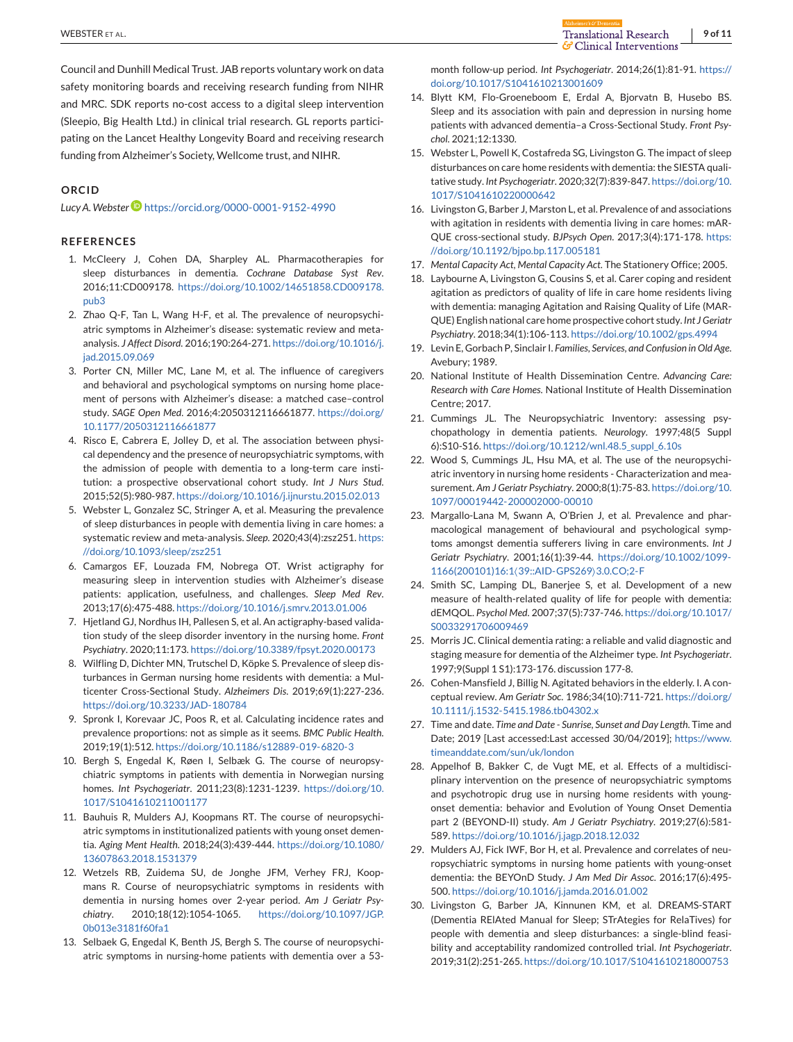Council and Dunhill Medical Trust. JAB reports voluntary work on data safety monitoring boards and receiving research funding from NIHR and MRC. SDK reports no-cost access to a digital sleep intervention (Sleepio, Big Health Ltd.) in clinical trial research. GL reports participating on the Lancet Healthy Longevity Board and receiving research funding from Alzheimer's Society, Wellcome trust, and NIHR.

## ORCID

*Lucy A. Webster* https://orcid.org/0000-0001-9152-4990

## REFERENCES

1. McCleery J, Cohen DA, Sharpley AL. Pharmacotherapies for sleep disturbances in dementia. *Cochrane Database Syst Rev*. 2016;11:CD009178. https://doi.org/10.1002/14651858.CD009178.pub3
2. Zhao Q-F, Tan L, Wang H-F, et al. The prevalence of neuropsychiatric symptoms in Alzheimer's disease: systematic review and meta-analysis. *J Affect Disord*. 2016;190:264-271. https://doi.org/10.1016/j.jad.2015.09.069
3. Porter CN, Miller MC, Lane M, et al. The influence of caregivers and behavioral and psychological symptoms on nursing home placement of persons with Alzheimer's disease: a matched case–control study. *SAGE Open Med*. 2016;4:2050312116661877. https://doi.org/10.1177/2050312116661877
4. Risco E, Cabrera E, Jolley D, et al. The association between physical dependency and the presence of neuropsychiatric symptoms, with the admission of people with dementia to a long-term care institution: a prospective observational cohort study. *Int J Nurs Stud*. 2015;52(5):980-987. https://doi.org/10.1016/j.ijnurstu.2015.02.013
5. Webster L, Gonzalez SC, Stringer A, et al. Measuring the prevalence of sleep disturbances in people with dementia living in care homes: a systematic review and meta-analysis. *Sleep*. 2020;43(4):zsz251. https://doi.org/10.1093/sleep/zsz251
6. Camargos EF, Louzada FM, Nobrega OT. Wrist actigraphy for measuring sleep in intervention studies with Alzheimer's disease patients: application, usefulness, and challenges. *Sleep Med Rev*. 2013;17(6):475-488. https://doi.org/10.1016/j.smrv.2013.01.006
7. Hjetland GJ, Nordhus IH, Pallesen S, et al. An actigraphy-based validation study of the sleep disorder inventory in the nursing home. *Front Psychiatry*. 2020;11:173. https://doi.org/10.3389/fpsyt.2020.00173
8. Wilfling D, Dichter MN, Trutschel D, Köpke S. Prevalence of sleep disturbances in German nursing home residents with dementia: a Multicenter Cross-Sectional Study. *Alzheimers Dis*. 2019;69(1):227-236. https://doi.org/10.3233/JAD-180784
9. Spronk I, Korevaar JC, Poos R, et al. Calculating incidence rates and prevalence proportions: not as simple as it seems. *BMC Public Health*. 2019;19(1):512. https://doi.org/10.1186/s12889-019-6820-3
10. Bergh S, Engedal K, Røen I, Selbæk G. The course of neuropsychiatric symptoms in patients with dementia in Norwegian nursing homes. *Int Psychogeriatr*. 2011;23(8):1231-1239. https://doi.org/10.1017/S1041610211001177
11. Bauhuis R, Mulders AJ, Koopmans RT. The course of neuropsychiatric symptoms in institutionalized patients with young onset dementia. *Aging Ment Health*. 2018;24(3):439-444. https://doi.org/10.1080/13607863.2018.1531379
12. Wetzels RB, Zuidema SU, de Jonghe JFM, Verhey FRJ, Koopmans R. Course of neuropsychiatric symptoms in residents with dementia in nursing homes over 2-year period. *Am J Geriatr Psychiatry*. 2010;18(12):1054-1065. https://doi.org/10.1097/JGP.0b013e3181f60fa1
13. Selbaek G, Engedal K, Benth JS, Bergh S. The course of neuropsychiatric symptoms in nursing-home patients with dementia over a 53-month follow-up period. *Int Psychogeriatr*. 2014;26(1):81-91. https://doi.org/10.1017/S1041610213001609
14. Blytt KM, Flo-Groeneboom E, Erdal A, Bjorvatn B, Husebo BS. Sleep and its association with pain and depression in nursing home patients with advanced dementia–a Cross-Sectional Study. *Front Psychol*. 2021;12:1330.
15. Webster L, Powell K, Costafreda SG, Livingston G. The impact of sleep disturbances on care home residents with dementia: the SIESTA qualitative study. *Int Psychogeriatr*. 2020;32(7):839-847. https://doi.org/10.1017/S1041610220000642
16. Livingston G, Barber J, Marston L, et al. Prevalence of and associations with agitation in residents with dementia living in care homes: mARQUE cross-sectional study. *BJPsych Open*. 2017;3(4):171-178. https://doi.org/10.1192/bjpo.bp.117.005181
17. *Mental Capacity Act, Mental Capacity Act*. The Stationery Office; 2005.
18. Laybourne A, Livingston G, Cousins S, et al. Carer coping and resident agitation as predictors of quality of life in care home residents living with dementia: managing Agitation and Raising Quality of Life (MARQUE) English national care home prospective cohort study. *Int J Geriatr Psychiatry*. 2018;34(1):106-113. https://doi.org/10.1002/gps.4994
19. Levin E, Gorbach P, Sinclair I. *Families, Services, and Confusion in Old Age*. Avebury; 1989.
20. National Institute of Health Dissemination Centre. *Advancing Care: Research with Care Homes*. National Institute of Health Dissemination Centre; 2017.
21. Cummings JL. The Neuropsychiatric Inventory: assessing psychopathology in dementia patients. *Neurology*. 1997;48(5 Suppl 6):S10-S16. https://doi.org/10.1212/wnl.48.5_suppl_6.10s
22. Wood S, Cummings JL, Hsu MA, et al. The use of the neuropsychiatric inventory in nursing home residents - Characterization and measurement. *Am J Geriatr Psychiatry*. 2000;8(1):75-83. https://doi.org/10.1097/00019442-200002000-00010
23. Margallo-Lana M, Swann A, O'Brien J, et al. Prevalence and pharmacological management of behavioural and psychological symptoms amongst dementia sufferers living in care environments. *Int J Geriatr Psychiatry*. 2001;16(1):39-44. https://doi.org/10.1002/1099-1166(200101)16:1⟨39::AID-GPS269⟩3.0.CO;2-F
24. Smith SC, Lamping DL, Banerjee S, et al. Development of a new measure of health-related quality of life for people with dementia: dEMQOL. *Psychol Med*. 2007;37(5):737-746. https://doi.org/10.1017/S0033291706009469
25. Morris JC. Clinical dementia rating: a reliable and valid diagnostic and staging measure for dementia of the Alzheimer type. *Int Psychogeriatr*. 1997;9(Suppl 1 S1):173-176. discussion 177-8.
26. Cohen-Mansfield J, Billig N. Agitated behaviors in the elderly. I. A conceptual review. *Am Geriatr Soc*. 1986;34(10):711-721. https://doi.org/10.1111/j.1532-5415.1986.tb04302.x
27. Time and date. *Time and Date - Sunrise, Sunset and Day Length*. Time and Date; 2019 [Last accessed:Last accessed 30/04/2019]; https://www.timeanddate.com/sun/uk/london
28. Appelhof B, Bakker C, de Vugt ME, et al. Effects of a multidisciplinary intervention on the presence of neuropsychiatric symptoms and psychotropic drug use in nursing home residents with young-onset dementia: behavior and Evolution of Young Onset Dementia part 2 (BEYOND-II) study. *Am J Geriatr Psychiatry*. 2019;27(6):581-589. https://doi.org/10.1016/j.jagp.2018.12.032
29. Mulders AJ, Fick IWF, Bor H, et al. Prevalence and correlates of neuropsychiatric symptoms in nursing home patients with young-onset dementia: the BEYOnD Study. *J Am Med Dir Assoc*. 2016;17(6):495-500. https://doi.org/10.1016/j.jamda.2016.01.002
30. Livingston G, Barber JA, Kinnunen KM, et al. DREAMS-START (Dementia RElAted Manual for Sleep; STrAtegies for RelaTives) for people with dementia and sleep disturbances: a single-blind feasibility and acceptability randomized controlled trial. *Int Psychogeriatr*. 2019;31(2):251-265. https://doi.org/10.1017/S1041610218000753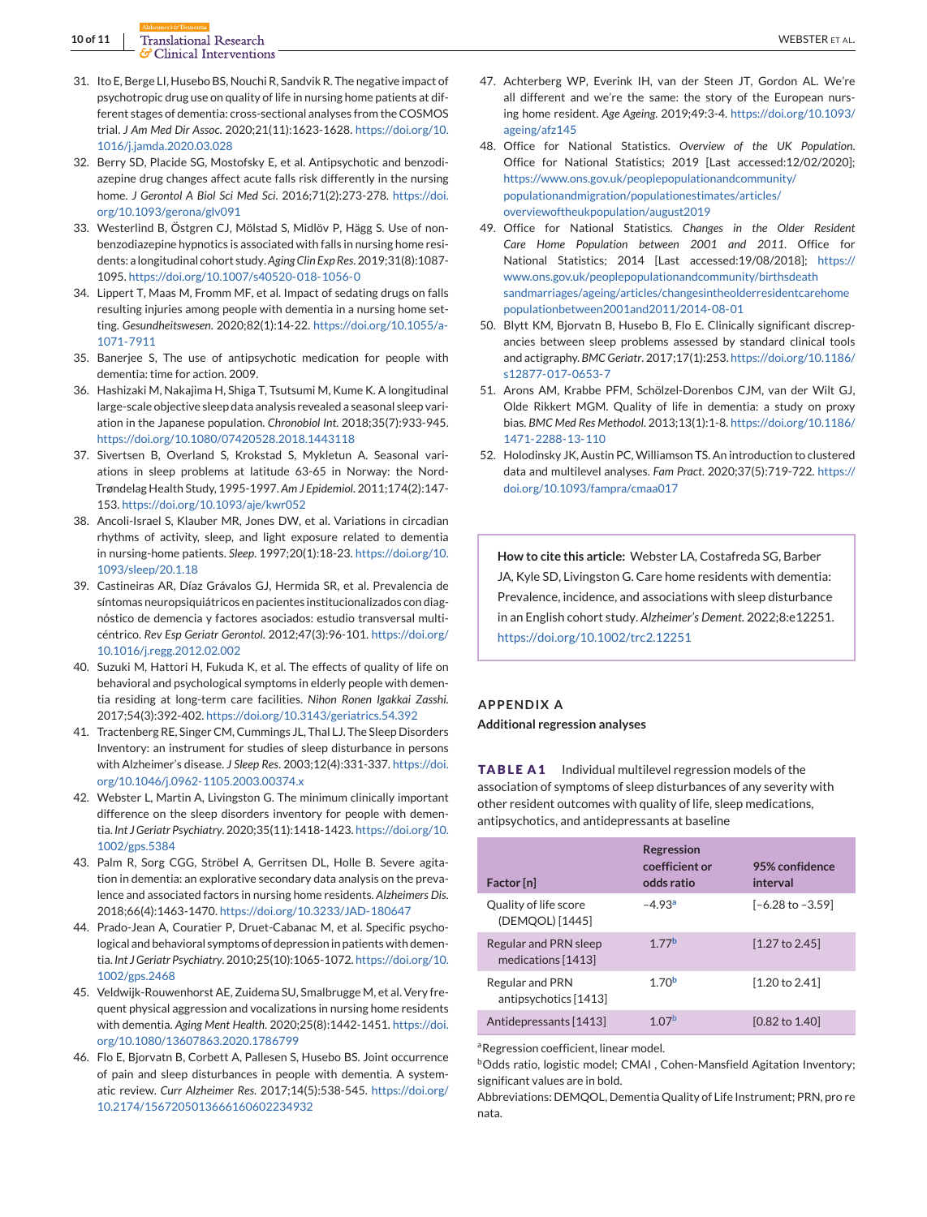31. Ito E, Berge LI, Husebo BS, Nouchi R, Sandvik R. The negative impact of psychotropic drug use on quality of life in nursing home patients at different stages of dementia: cross-sectional analyses from the COSMOS trial. *J Am Med Dir Assoc*. 2020;21(11):1623-1628. https://doi.org/10.1016/j.jamda.2020.03.028
32. Berry SD, Placide SG, Mostofsky E, et al. Antipsychotic and benzodiazepine drug changes affect acute falls risk differently in the nursing home. *J Gerontol A Biol Sci Med Sci*. 2016;71(2):273-278. https://doi.org/10.1093/gerona/glv091
33. Westerlind B, Östgren CJ, Mölstad S, Midlöv P, Hägg S. Use of non-benzodiazepine hypnotics is associated with falls in nursing home residents: a longitudinal cohort study. *Aging Clin Exp Res*. 2019;31(8):1087-1095. https://doi.org/10.1007/s40520-018-1056-0
34. Lippert T, Maas M, Fromm MF, et al. Impact of sedating drugs on falls resulting injuries among people with dementia in a nursing home setting. *Gesundheitswesen*. 2020;82(1):14-22. https://doi.org/10.1055/a-1071-7911
35. Banerjee S, The use of antipsychotic medication for people with dementia: time for action. 2009.
36. Hashizaki M, Nakajima H, Shiga T, Tsutsumi M, Kume K. A longitudinal large-scale objective sleep data analysis revealed a seasonal sleep variation in the Japanese population. *Chronobiol Int*. 2018;35(7):933-945. https://doi.org/10.1080/07420528.2018.1443118
37. Sivertsen B, Overland S, Krokstad S, Mykletun A. Seasonal variations in sleep problems at latitude 63-65 in Norway: the Nord-Trøndelag Health Study, 1995-1997. *Am J Epidemiol*. 2011;174(2):147-153. https://doi.org/10.1093/aje/kwr052
38. Ancoli-Israel S, Klauber MR, Jones DW, et al. Variations in circadian rhythms of activity, sleep, and light exposure related to dementia in nursing-home patients. *Sleep*. 1997;20(1):18-23. https://doi.org/10.1093/sleep/20.1.18
39. Castineiras AR, Díaz Grávalos GJ, Hermida SR, et al. Prevalencia de síntomas neuropsiquiátricos en pacientes institucionalizados con diagnóstico de demencia y factores asociados: estudio transversal multicéntrico. *Rev Esp Geriatr Gerontol*. 2012;47(3):96-101. https://doi.org/10.1016/j.regg.2012.02.002
40. Suzuki M, Hattori H, Fukuda K, et al. The effects of quality of life on behavioral and psychological symptoms in elderly people with dementia residing at long-term care facilities. *Nihon Ronen Igakkai Zasshi*. 2017;54(3):392-402. https://doi.org/10.3143/geriatrics.54.392
41. Tractenberg RE, Singer CM, Cummings JL, Thal LJ. The Sleep Disorders Inventory: an instrument for studies of sleep disturbance in persons with Alzheimer's disease. *J Sleep Res*. 2003;12(4):331-337. https://doi.org/10.1046/j.0962-1105.2003.00374.x
42. Webster L, Martin A, Livingston G. The minimum clinically important difference on the sleep disorders inventory for people with dementia. *Int J Geriatr Psychiatry*. 2020;35(11):1418-1423. https://doi.org/10.1002/gps.5384
43. Palm R, Sorg CGG, Ströbel A, Gerritsen DL, Holle B. Severe agitation in dementia: an explorative secondary data analysis on the prevalence and associated factors in nursing home residents. *Alzheimers Dis*. 2018;66(4):1463-1470. https://doi.org/10.3233/JAD-180647
44. Prado-Jean A, Couratier P, Druet-Cabanac M, et al. Specific psychological and behavioral symptoms of depression in patients with dementia. *Int J Geriatr Psychiatry*. 2010;25(10):1065-1072. https://doi.org/10.1002/gps.2468
45. Veldwijk-Rouwenhorst AE, Zuidema SU, Smalbrugge M, et al. Very frequent physical aggression and vocalizations in nursing home residents with dementia. *Aging Ment Health*. 2020;25(8):1442-1451. https://doi.org/10.1080/13607863.2020.1786799
46. Flo E, Bjorvatn B, Corbett A, Pallesen S, Husebo BS. Joint occurrence of pain and sleep disturbances in people with dementia. A systematic review. *Curr Alzheimer Res*. 2017;14(5):538-545. https://doi.org/10.2174/1567205013666160602234932
47. Achterberg WP, Everink IH, van der Steen JT, Gordon AL. We're all different and we're the same: the story of the European nursing home resident. *Age Ageing*. 2019;49:3-4. https://doi.org/10.1093/ageing/afz145
48. Office for National Statistics. *Overview of the UK Population*. Office for National Statistics; 2019 [Last accessed:12/02/2020]; https://www.ons.gov.uk/peoplepopulationandcommunity/populationandmigration/populationestimates/articles/overviewoftheukpopulation/august2019
49. Office for National Statistics. *Changes in the Older Resident Care Home Population between 2001 and 2011*. Office for National Statistics; 2014 [Last accessed:19/08/2018]; https://www.ons.gov.uk/peoplepopulationandcommunity/birthsdeathsandmarriages/ageing/articles/changesintheolderresidentcarehomepopulationbetween2001and2011/2014-08-01
50. Blytt KM, Bjorvatn B, Husebo B, Flo E. Clinically significant discrepancies between sleep problems assessed by standard clinical tools and actigraphy. *BMC Geriatr*. 2017;17(1):253. https://doi.org/10.1186/s12877-017-0653-7
51. Arons AM, Krabbe PFM, Schölzel-Dorenbos CJM, van der Wilt GJ, Olde Rikkert MGM. Quality of life in dementia: a study on proxy bias. *BMC Med Res Methodol*. 2013;13(1):1-8. https://doi.org/10.1186/1471-2288-13-110
52. Holodinsky JK, Austin PC, Williamson TS. An introduction to clustered data and multilevel analyses. *Fam Pract*. 2020;37(5):719-722. https://doi.org/10.1093/fampra/cmaa017

**How to cite this article:** Webster LA, Costafreda SG, Barber JA, Kyle SD, Livingston G. Care home residents with dementia: Prevalence, incidence, and associations with sleep disturbance in an English cohort study. *Alzheimer's Dement*. 2022;8:e12251. https://doi.org/10.1002/trc2.12251

## APPENDIX A

### Additional regression analyses

**TABLE A1** Individual multilevel regression models of the association of symptoms of sleep disturbances of any severity with other resident outcomes with quality of life, sleep medications, antipsychotics, and antidepressants at baseline

| Factor [n] | Regression coefficient or odds ratio | 95% confidence interval |
|---|---|---|
| Quality of life score (DEMQOL) [1445] | −4.93[a] | [−6.28 to −3.59] |
| Regular and PRN sleep medications [1413] | 1.77[b] | [1.27 to 2.45] |
| Regular and PRN antipsychotics [1413] | 1.70[b] | [1.20 to 2.41] |
| Antidepressants [1413] | 1.07[b] | [0.82 to 1.40] |

[a]Regression coefficient, linear model.

[b]Odds ratio, logistic model; CMAI , Cohen-Mansfield Agitation Inventory; significant values are in bold.

Abbreviations: DEMQOL, Dementia Quality of Life Instrument; PRN, pro re nata.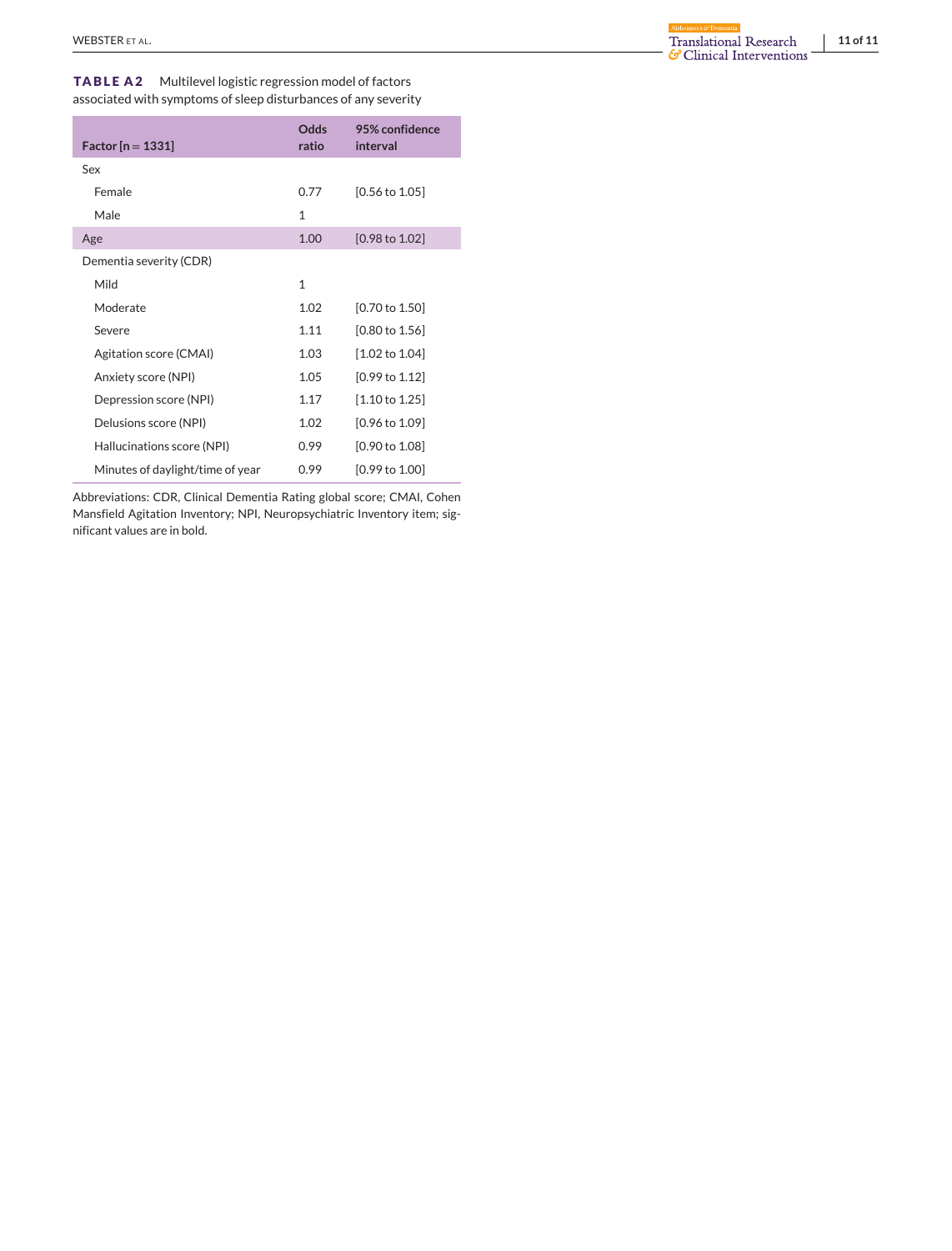**TABLE A2** Multilevel logistic regression model of factors associated with symptoms of sleep disturbances of any severity

| Factor [n = 1331] | Odds ratio | 95% confidence interval |
|---|---|---|
| Sex | | |
| Female | 0.77 | [0.56 to 1.05] |
| Male | 1 | |
| Age | 1.00 | [0.98 to 1.02] |
| Dementia severity (CDR) | | |
| Mild | 1 | |
| Moderate | 1.02 | [0.70 to 1.50] |
| Severe | 1.11 | [0.80 to 1.56] |
| Agitation score (CMAI) | 1.03 | [1.02 to 1.04] |
| Anxiety score (NPI) | 1.05 | [0.99 to 1.12] |
| Depression score (NPI) | 1.17 | [1.10 to 1.25] |
| Delusions score (NPI) | 1.02 | [0.96 to 1.09] |
| Hallucinations score (NPI) | 0.99 | [0.90 to 1.08] |
| Minutes of daylight/time of year | 0.99 | [0.99 to 1.00] |

Abbreviations: CDR, Clinical Dementia Rating global score; CMAI, Cohen Mansfield Agitation Inventory; NPI, Neuropsychiatric Inventory item; significant values are in bold.